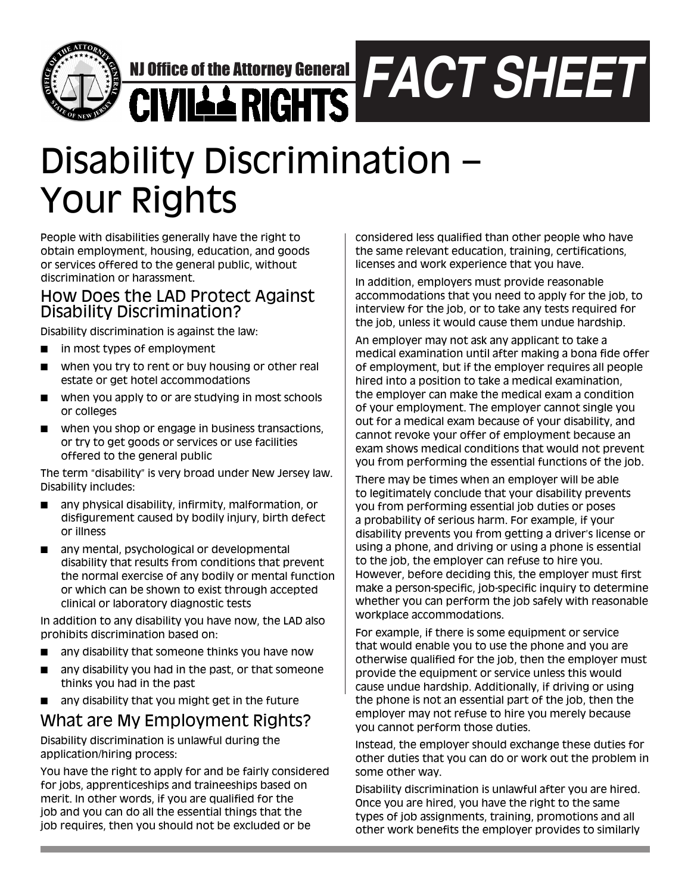NJ Office of the Attorney General

CIVIL RIGHTS

FACT SHEET

# Disability Discrimination – Your Rights

People with disabilities generally have the right to obtain employment, housing, education, and goods or services offered to the general public, without discrimination or harassment.

## How Does the LAD Protect Against Disability Discrimination?

Disability discrimination is against the law:

- in most types of employment
- when you try to rent or buy housing or other real estate or get hotel accommodations
- when you apply to or are studying in most schools or colleges
- when you shop or engage in business transactions, or try to get goods or services or use facilities offered to the general public

The term "disability" is very broad under New Jersey law. Disability includes:

- any physical disability, infirmity, malformation, or disfigurement caused by bodily injury, birth defect or illness
- any mental, psychological or developmental disability that results from conditions that prevent the normal exercise of any bodily or mental function or which can be shown to exist through accepted clinical or laboratory diagnostic tests

In addition to any disability you have now, the LAD also prohibits discrimination based on:

- any disability that someone thinks you have now
- any disability you had in the past, or that someone thinks you had in the past
- any disability that you might get in the future

## What are My Employment Rights?

Disability discrimination is unlawful during the application/hiring process:

You have the right to apply for and be fairly considered for jobs, apprenticeships and traineeships based on merit. In other words, if you are qualified for the job and you can do all the essential things that the job requires, then you should not be excluded or be considered less qualified than other people who have the same relevant education, training, certifications, licenses and work experience that you have.

In addition, employers must provide reasonable accommodations that you need to apply for the job, to interview for the job, or to take any tests required for the job, unless it would cause them undue hardship.

An employer may not ask any applicant to take a medical examination until after making a bona fide offer of employment, but if the employer requires all people hired into a position to take a medical examination, the employer can make the medical exam a condition of your employment. The employer cannot single you out for a medical exam because of your disability, and cannot revoke your offer of employment because an exam shows medical conditions that would not prevent you from performing the essential functions of the job.

There may be times when an employer will be able to legitimately conclude that your disability prevents you from performing essential job duties or poses a probability of serious harm. For example, if your disability prevents you from getting a driver's license or using a phone, and driving or using a phone is essential to the job, the employer can refuse to hire you. However, before deciding this, the employer must first make a person-specific, job-specific inquiry to determine whether you can perform the job safely with reasonable workplace accommodations.

For example, if there is some equipment or service that would enable you to use the phone and you are otherwise qualified for the job, then the employer must provide the equipment or service unless this would cause undue hardship. Additionally, if driving or using the phone is not an essential part of the job, then the employer may not refuse to hire you merely because you cannot perform those duties.

Instead, the employer should exchange these duties for other duties that you can do or work out the problem in some other way.

Disability discrimination is unlawful after you are hired. Once you are hired, you have the right to the same types of job assignments, training, promotions and all other work benefits the employer provides to similarly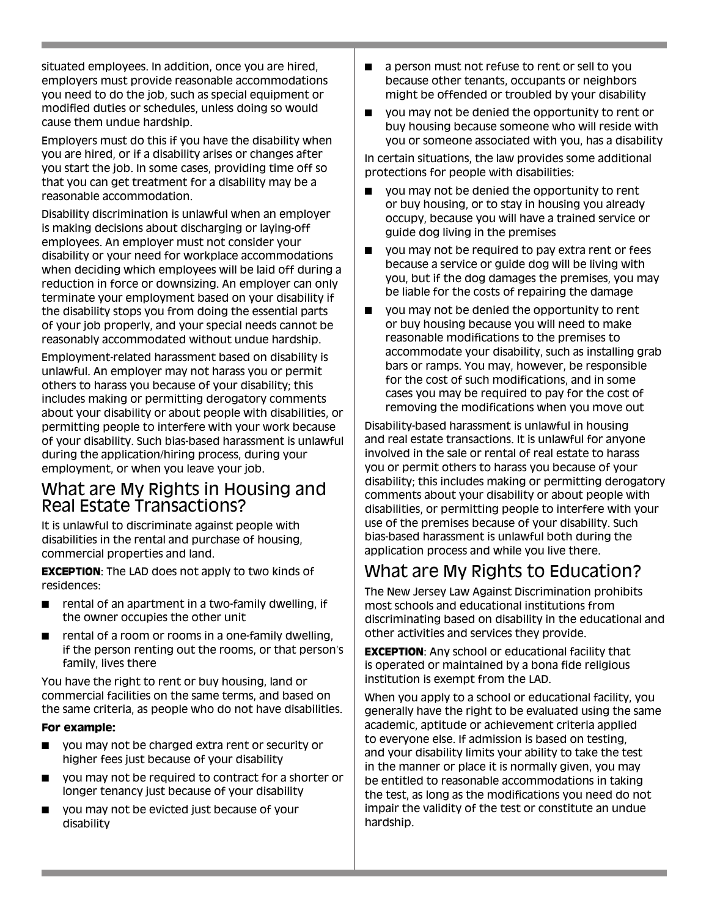situated employees. In addition, once you are hired, employers must provide reasonable accommodations you need to do the job, such as special equipment or modified duties or schedules, unless doing so would cause them undue hardship.

Employers must do this if you have the disability when you are hired, or if a disability arises or changes after you start the job. In some cases, providing time off so that you can get treatment for a disability may be a reasonable accommodation.

Disability discrimination is unlawful when an employer is making decisions about discharging or laying-off employees. An employer must not consider your disability or your need for workplace accommodations when deciding which employees will be laid off during a reduction in force or downsizing. An employer can only terminate your employment based on your disability if the disability stops you from doing the essential parts of your job properly, and your special needs cannot be reasonably accommodated without undue hardship.

Employment-related harassment based on disability is unlawful. An employer may not harass you or permit others to harass you because of your disability; this includes making or permitting derogatory comments about your disability or about people with disabilities, or permitting people to interfere with your work because of your disability. Such bias-based harassment is unlawful during the application/hiring process, during your employment, or when you leave your job.

## What are My Rights in Housing and Real Estate Transactions?

It is unlawful to discriminate against people with disabilities in the rental and purchase of housing, commercial properties and land.

**EXCEPTION**: The LAD does not apply to two kinds of residences:

- rental of an apartment in a two-family dwelling, if the owner occupies the other unit
- rental of a room or rooms in a one-family dwelling, if the person renting out the rooms, or that person's family, lives there

You have the right to rent or buy housing, land or commercial facilities on the same terms, and based on the same criteria, as people who do not have disabilities.

**For example:**

- you may not be charged extra rent or security or higher fees just because of your disability
- you may not be required to contract for a shorter or longer tenancy just because of your disability
- you may not be evicted just because of your disability
- a person must not refuse to rent or sell to you because other tenants, occupants or neighbors might be offended or troubled by your disability
- you may not be denied the opportunity to rent or buy housing because someone who will reside with you or someone associated with you, has a disability

In certain situations, the law provides some additional protections for people with disabilities:

- you may not be denied the opportunity to rent or buy housing, or to stay in housing you already occupy, because you will have a trained service or guide dog living in the premises
- you may not be required to pay extra rent or fees because a service or guide dog will be living with you, but if the dog damages the premises, you may be liable for the costs of repairing the damage
- you may not be denied the opportunity to rent or buy housing because you will need to make reasonable modifications to the premises to accommodate your disability, such as installing grab bars or ramps. You may, however, be responsible for the cost of such modifications, and in some cases you may be required to pay for the cost of removing the modifications when you move out

Disability-based harassment is unlawful in housing and real estate transactions. It is unlawful for anyone involved in the sale or rental of real estate to harass you or permit others to harass you because of your disability; this includes making or permitting derogatory comments about your disability or about people with disabilities, or permitting people to interfere with your use of the premises because of your disability. Such bias-based harassment is unlawful both during the application process and while you live there.

## What are My Rights to Education?

The New Jersey Law Against Discrimination prohibits most schools and educational institutions from discriminating based on disability in the educational and other activities and services they provide.

**EXCEPTION**: Any school or educational facility that is operated or maintained by a bona fide religious institution is exempt from the LAD.

When you apply to a school or educational facility, you generally have the right to be evaluated using the same academic, aptitude or achievement criteria applied to everyone else. If admission is based on testing, and your disability limits your ability to take the test in the manner or place it is normally given, you may be entitled to reasonable accommodations in taking the test, as long as the modifications you need do not impair the validity of the test or constitute an undue hardship.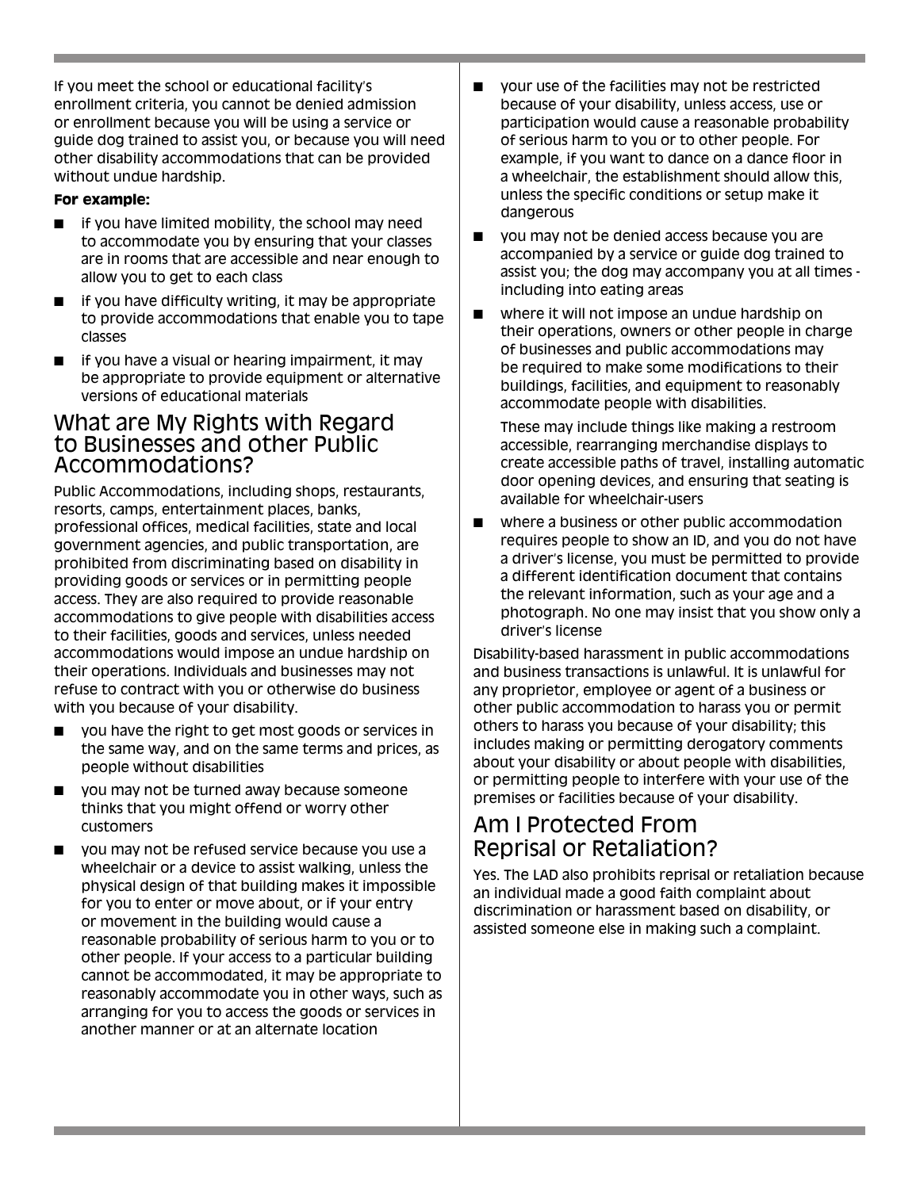If you meet the school or educational facility's enrollment criteria, you cannot be denied admission or enrollment because you will be using a service or guide dog trained to assist you, or because you will need other disability accommodations that can be provided without undue hardship.

**For example:**

- if you have limited mobility, the school may need to accommodate you by ensuring that your classes are in rooms that are accessible and near enough to allow you to get to each class
- if you have difficulty writing, it may be appropriate to provide accommodations that enable you to tape classes
- if you have a visual or hearing impairment, it may be appropriate to provide equipment or alternative versions of educational materials

## What are My Rights with Regard to Businesses and other Public Accommodations?

Public Accommodations, including shops, restaurants, resorts, camps, entertainment places, banks, professional offices, medical facilities, state and local government agencies, and public transportation, are prohibited from discriminating based on disability in providing goods or services or in permitting people access. They are also required to provide reasonable accommodations to give people with disabilities access to their facilities, goods and services, unless needed accommodations would impose an undue hardship on their operations. Individuals and businesses may not refuse to contract with you or otherwise do business with you because of your disability.

- you have the right to get most goods or services in the same way, and on the same terms and prices, as people without disabilities
- you may not be turned away because someone thinks that you might offend or worry other customers
- you may not be refused service because you use a wheelchair or a device to assist walking, unless the physical design of that building makes it impossible for you to enter or move about, or if your entry or movement in the building would cause a reasonable probability of serious harm to you or to other people. If your access to a particular building cannot be accommodated, it may be appropriate to reasonably accommodate you in other ways, such as arranging for you to access the goods or services in another manner or at an alternate location
- your use of the facilities may not be restricted because of your disability, unless access, use or participation would cause a reasonable probability of serious harm to you or to other people. For example, if you want to dance on a dance floor in a wheelchair, the establishment should allow this, unless the specific conditions or setup make it dangerous
- you may not be denied access because you are accompanied by a service or guide dog trained to assist you; the dog may accompany you at all times - including into eating areas
- where it will not impose an undue hardship on their operations, owners or other people in charge of businesses and public accommodations may be required to make some modifications to their buildings, facilities, and equipment to reasonably accommodate people with disabilities.

  These may include things like making a restroom accessible, rearranging merchandise displays to create accessible paths of travel, installing automatic door opening devices, and ensuring that seating is available for wheelchair-users
- where a business or other public accommodation requires people to show an ID, and you do not have a driver's license, you must be permitted to provide a different identification document that contains the relevant information, such as your age and a photograph. No one may insist that you show only a driver's license

Disability-based harassment in public accommodations and business transactions is unlawful. It is unlawful for any proprietor, employee or agent of a business or other public accommodation to harass you or permit others to harass you because of your disability; this includes making or permitting derogatory comments about your disability or about people with disabilities, or permitting people to interfere with your use of the premises or facilities because of your disability.

## Am I Protected From Reprisal or Retaliation?

Yes. The LAD also prohibits reprisal or retaliation because an individual made a good faith complaint about discrimination or harassment based on disability, or assisted someone else in making such a complaint.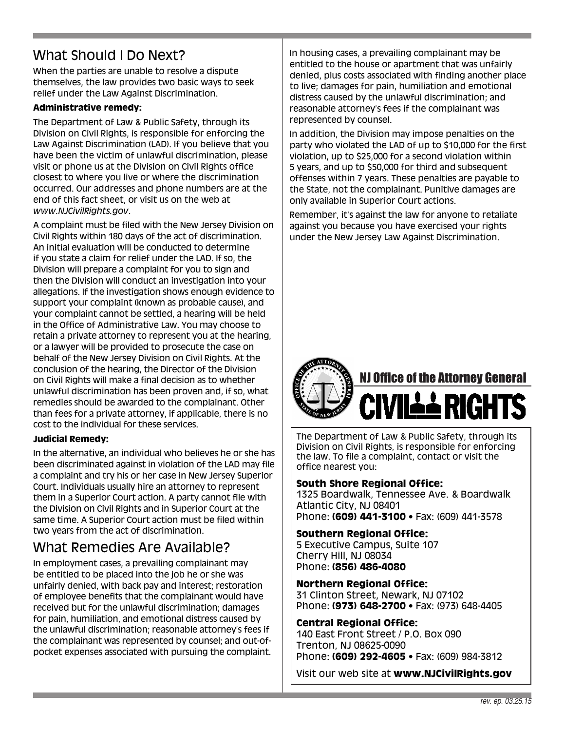## What Should I Do Next?

When the parties are unable to resolve a dispute themselves, the law provides two basic ways to seek relief under the Law Against Discrimination.

**Administrative remedy:**

The Department of Law & Public Safety, through its Division on Civil Rights, is responsible for enforcing the Law Against Discrimination (LAD). If you believe that you have been the victim of unlawful discrimination, please visit or phone us at the Division on Civil Rights office closest to where you live or where the discrimination occurred. Our addresses and phone numbers are at the end of this fact sheet, or visit us on the web at *www.NJCivilRights.gov*.

A complaint must be filed with the New Jersey Division on Civil Rights within 180 days of the act of discrimination. An initial evaluation will be conducted to determine if you state a claim for relief under the LAD. If so, the Division will prepare a complaint for you to sign and then the Division will conduct an investigation into your allegations. If the investigation shows enough evidence to support your complaint (known as probable cause), and your complaint cannot be settled, a hearing will be held in the Office of Administrative Law. You may choose to retain a private attorney to represent you at the hearing, or a lawyer will be provided to prosecute the case on behalf of the New Jersey Division on Civil Rights. At the conclusion of the hearing, the Director of the Division on Civil Rights will make a final decision as to whether unlawful discrimination has been proven and, if so, what remedies should be awarded to the complainant. Other than fees for a private attorney, if applicable, there is no cost to the individual for these services.

**Judicial Remedy:**

In the alternative, an individual who believes he or she has been discriminated against in violation of the LAD may file a complaint and try his or her case in New Jersey Superior Court. Individuals usually hire an attorney to represent them in a Superior Court action. A party cannot file with the Division on Civil Rights and in Superior Court at the same time. A Superior Court action must be filed within two years from the act of discrimination.

## What Remedies Are Available?

In employment cases, a prevailing complainant may be entitled to be placed into the job he or she was unfairly denied, with back pay and interest; restoration of employee benefits that the complainant would have received but for the unlawful discrimination; damages for pain, humiliation, and emotional distress caused by the unlawful discrimination; reasonable attorney's fees if the complainant was represented by counsel; and out-of-pocket expenses associated with pursuing the complaint.

In housing cases, a prevailing complainant may be entitled to the house or apartment that was unfairly denied, plus costs associated with finding another place to live; damages for pain, humiliation and emotional distress caused by the unlawful discrimination; and reasonable attorney's fees if the complainant was represented by counsel.

In addition, the Division may impose penalties on the party who violated the LAD of up to $10,000 for the first violation, up to $25,000 for a second violation within 5 years, and up to $50,000 for third and subsequent offenses within 7 years. These penalties are payable to the State, not the complainant. Punitive damages are only available in Superior Court actions.

Remember, it's against the law for anyone to retaliate against you because you have exercised your rights under the New Jersey Law Against Discrimination.

NJ Office of the Attorney General

CIVIL RIGHTS

The Department of Law & Public Safety, through its Division on Civil Rights, is responsible for enforcing the law. To file a complaint, contact or visit the office nearest you:

**South Shore Regional Office:**
1325 Boardwalk, Tennessee Ave. & Boardwalk
Atlantic City, NJ 08401
Phone: **(609) 441-3100** • Fax: (609) 441-3578

**Southern Regional Office:**
5 Executive Campus, Suite 107
Cherry Hill, NJ 08034
Phone: **(856) 486-4080**

**Northern Regional Office:**
31 Clinton Street, Newark, NJ 07102
Phone: **(973) 648-2700** • Fax: (973) 648-4405

**Central Regional Office:**
140 East Front Street / P.O. Box 090
Trenton, NJ 08625-0090
Phone: **(609) 292-4605** • Fax: (609) 984-3812

Visit our web site at **www.NJCivilRights.gov**

*rev. ep. 03.25.15*